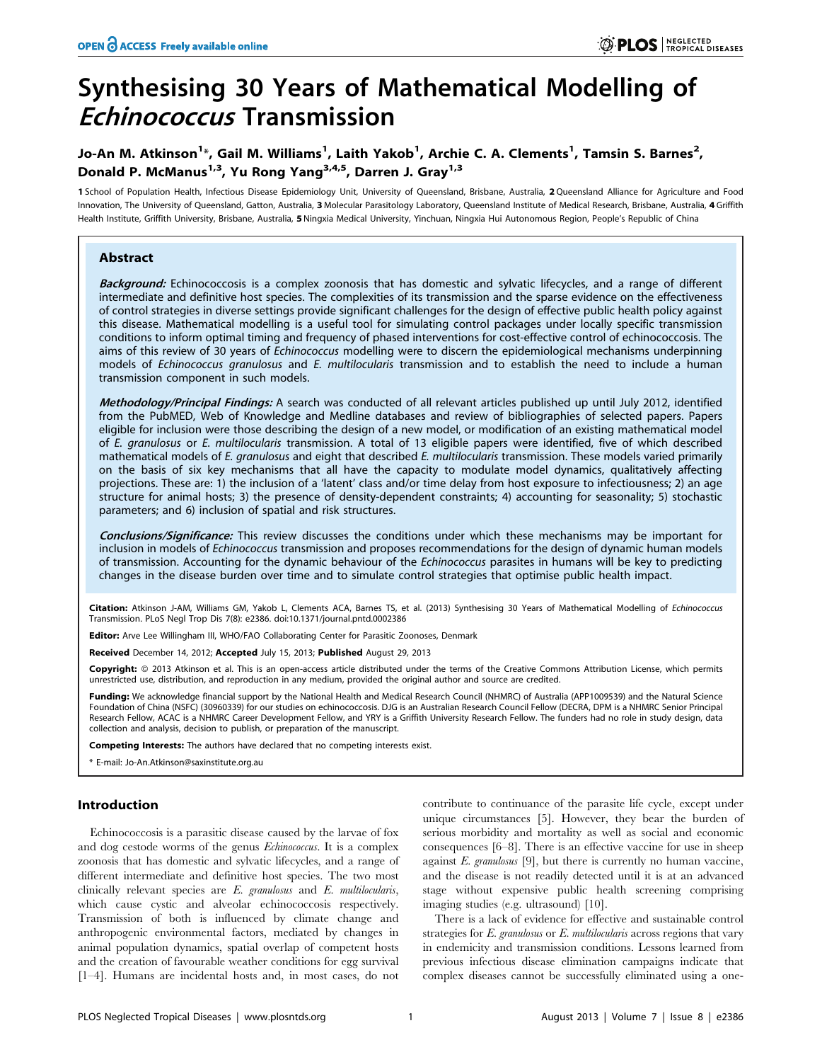# Synthesising 30 Years of Mathematical Modelling of *Echinococcus* Transmission

**Jo-An M. Atkinson[1]\*, Gail M. Williams[1], Laith Yakob[1], Archie C. A. Clements[1], Tamsin S. Barnes[2], Donald P. McManus[1,3], Yu Rong Yang[3,4,5], Darren J. Gray[1,3]**

1 School of Population Health, Infectious Disease Epidemiology Unit, University of Queensland, Brisbane, Australia, 2 Queensland Alliance for Agriculture and Food Innovation, The University of Queensland, Gatton, Australia, 3 Molecular Parasitology Laboratory, Queensland Institute of Medical Research, Brisbane, Australia, 4 Griffith Health Institute, Griffith University, Brisbane, Australia, 5 Ningxia Medical University, Yinchuan, Ningxia Hui Autonomous Region, People's Republic of China

## Abstract

***Background:*** Echinococcosis is a complex zoonosis that has domestic and sylvatic lifecycles, and a range of different intermediate and definitive host species. The complexities of its transmission and the sparse evidence on the effectiveness of control strategies in diverse settings provide significant challenges for the design of effective public health policy against this disease. Mathematical modelling is a useful tool for simulating control packages under locally specific transmission conditions to inform optimal timing and frequency of phased interventions for cost-effective control of echinococcosis. The aims of this review of 30 years of *Echinococcus* modelling were to discern the epidemiological mechanisms underpinning models of *Echinococcus granulosus* and *E. multilocularis* transmission and to establish the need to include a human transmission component in such models.

***Methodology/Principal Findings:*** A search was conducted of all relevant articles published up until July 2012, identified from the PubMED, Web of Knowledge and Medline databases and review of bibliographies of selected papers. Papers eligible for inclusion were those describing the design of a new model, or modification of an existing mathematical model of *E. granulosus* or *E. multilocularis* transmission. A total of 13 eligible papers were identified, five of which described mathematical models of *E. granulosus* and eight that described *E. multilocularis* transmission. These models varied primarily on the basis of six key mechanisms that all have the capacity to modulate model dynamics, qualitatively affecting projections. These are: 1) the inclusion of a 'latent' class and/or time delay from host exposure to infectiousness; 2) an age structure for animal hosts; 3) the presence of density-dependent constraints; 4) accounting for seasonality; 5) stochastic parameters; and 6) inclusion of spatial and risk structures.

***Conclusions/Significance:*** This review discusses the conditions under which these mechanisms may be important for inclusion in models of *Echinococcus* transmission and proposes recommendations for the design of dynamic human models of transmission. Accounting for the dynamic behaviour of the *Echinococcus* parasites in humans will be key to predicting changes in the disease burden over time and to simulate control strategies that optimise public health impact.

**Citation:** Atkinson J-AM, Williams GM, Yakob L, Clements ACA, Barnes TS, et al. (2013) Synthesising 30 Years of Mathematical Modelling of *Echinococcus* Transmission. PLoS Negl Trop Dis 7(8): e2386. doi:10.1371/journal.pntd.0002386

**Editor:** Arve Lee Willingham III, WHO/FAO Collaborating Center for Parasitic Zoonoses, Denmark

**Received** December 14, 2012; **Accepted** July 15, 2013; **Published** August 29, 2013

**Copyright:** © 2013 Atkinson et al. This is an open-access article distributed under the terms of the Creative Commons Attribution License, which permits unrestricted use, distribution, and reproduction in any medium, provided the original author and source are credited.

**Funding:** We acknowledge financial support by the National Health and Medical Research Council (NHMRC) of Australia (APP1009539) and the Natural Science Foundation of China (NSFC) (30960339) for our studies on echinococcosis. DJG is an Australian Research Council Fellow (DECRA, DPM is a NHMRC Senior Principal Research Fellow, ACAC is a NHMRC Career Development Fellow, and YRY is a Griffith University Research Fellow. The funders had no role in study design, data collection and analysis, decision to publish, or preparation of the manuscript.

**Competing Interests:** The authors have declared that no competing interests exist.

\* E-mail: Jo-An.Atkinson@saxinstitute.org.au

## Introduction

Echinococcosis is a parasitic disease caused by the larvae of fox and dog cestode worms of the genus *Echinococcus*. It is a complex zoonosis that has domestic and sylvatic lifecycles, and a range of different intermediate and definitive host species. The two most clinically relevant species are *E. granulosus* and *E. multilocularis*, which cause cystic and alveolar echinococcosis respectively. Transmission of both is influenced by climate change and anthropogenic environmental factors, mediated by changes in animal population dynamics, spatial overlap of competent hosts and the creation of favourable weather conditions for egg survival [1–4]. Humans are incidental hosts and, in most cases, do not contribute to continuance of the parasite life cycle, except under unique circumstances [5]. However, they bear the burden of serious morbidity and mortality as well as social and economic consequences [6–8]. There is an effective vaccine for use in sheep against *E. granulosus* [9], but there is currently no human vaccine, and the disease is not readily detected until it is at an advanced stage without expensive public health screening comprising imaging studies (e.g. ultrasound) [10].

There is a lack of evidence for effective and sustainable control strategies for *E. granulosus* or *E. multilocularis* across regions that vary in endemicity and transmission conditions. Lessons learned from previous infectious disease elimination campaigns indicate that complex diseases cannot be successfully eliminated using a one-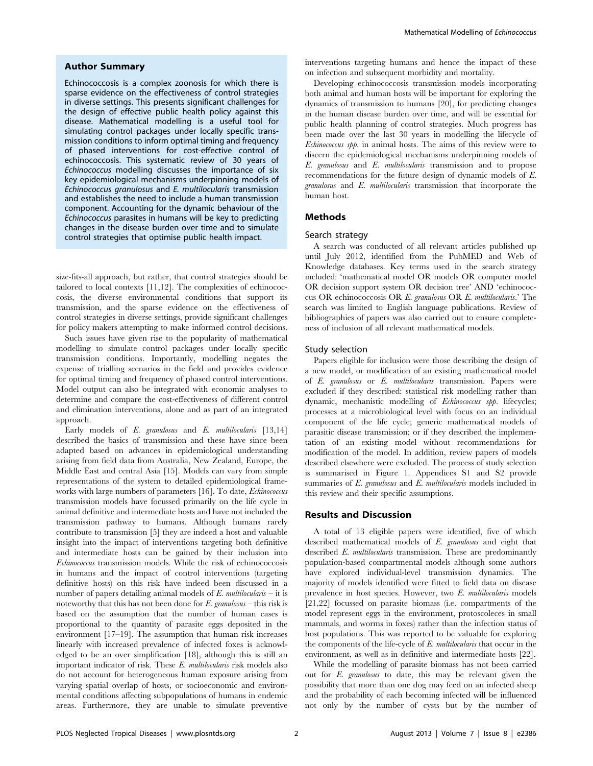## Author Summary

Echinococcosis is a complex zoonosis for which there is sparse evidence on the effectiveness of control strategies in diverse settings. This presents significant challenges for the design of effective public health policy against this disease. Mathematical modelling is a useful tool for simulating control packages under locally specific transmission conditions to inform optimal timing and frequency of phased interventions for cost-effective control of echinococcosis. This systematic review of 30 years of *Echinococcus* modelling discusses the importance of six key epidemiological mechanisms underpinning models of *Echinococcus granulosus* and *E. multilocularis* transmission and establishes the need to include a human transmission component. Accounting for the dynamic behaviour of the *Echinococcus* parasites in humans will be key to predicting changes in the disease burden over time and to simulate control strategies that optimise public health impact.

size-fits-all approach, but rather, that control strategies should be tailored to local contexts [11,12]. The complexities of echinococcosis, the diverse environmental conditions that support its transmission, and the sparse evidence on the effectiveness of control strategies in diverse settings, provide significant challenges for policy makers attempting to make informed control decisions.

Such issues have given rise to the popularity of mathematical modelling to simulate control packages under locally specific transmission conditions. Importantly, modelling negates the expense of trialling scenarios in the field and provides evidence for optimal timing and frequency of phased control interventions. Model output can also be integrated with economic analyses to determine and compare the cost-effectiveness of different control and elimination interventions, alone and as part of an integrated approach.

Early models of *E. granulosus* and *E. multilocularis* [13,14] described the basics of transmission and these have since been adapted based on advances in epidemiological understanding arising from field data from Australia, New Zealand, Europe, the Middle East and central Asia [15]. Models can vary from simple representations of the system to detailed epidemiological frameworks with large numbers of parameters [16]. To date, *Echinococcus* transmission models have focussed primarily on the life cycle in animal definitive and intermediate hosts and have not included the transmission pathway to humans. Although humans rarely contribute to transmission [5] they are indeed a host and valuable insight into the impact of interventions targeting both definitive and intermediate hosts can be gained by their inclusion into *Echinococcus* transmission models. While the risk of echinococcosis in humans and the impact of control interventions (targeting definitive hosts) on this risk have indeed been discussed in a number of papers detailing animal models of *E. multilocularis* – it is noteworthy that this has not been done for *E. granulosus* – this risk is based on the assumption that the number of human cases is proportional to the quantity of parasite eggs deposited in the environment [17–19]. The assumption that human risk increases linearly with increased prevalence of infected foxes is acknowledged to be an over simplification [18], although this is still an important indicator of risk. These *E. multilocularis* risk models also do not account for heterogeneous human exposure arising from varying spatial overlap of hosts, or socioeconomic and environmental conditions affecting subpopulations of humans in endemic areas. Furthermore, they are unable to simulate preventive interventions targeting humans and hence the impact of these on infection and subsequent morbidity and mortality.

Developing echinococcosis transmission models incorporating both animal and human hosts will be important for exploring the dynamics of transmission to humans [20], for predicting changes in the human disease burden over time, and will be essential for public health planning of control strategies. Much progress has been made over the last 30 years in modelling the lifecycle of *Echinococcus spp.* in animal hosts. The aims of this review were to discern the epidemiological mechanisms underpinning models of *E. granulosus* and *E. multilocularis* transmission and to propose recommendations for the future design of dynamic models of *E. granulosus* and *E. multilocularis* transmission that incorporate the human host.

## Methods

### Search strategy

A search was conducted of all relevant articles published up until July 2012, identified from the PubMED and Web of Knowledge databases. Key terms used in the search strategy included: 'mathematical model OR models OR computer model OR decision support system OR decision tree' AND 'echinococcus OR echinococcosis OR *E. granulosus* OR *E. multilocularis*.' The search was limited to English language publications. Review of bibliographies of papers was also carried out to ensure completeness of inclusion of all relevant mathematical models.

### Study selection

Papers eligible for inclusion were those describing the design of a new model, or modification of an existing mathematical model of *E. granulosus* or *E. multilocularis* transmission. Papers were excluded if they described: statistical risk modelling rather than dynamic, mechanistic modelling of *Echinococcus spp.* lifecycles; processes at a microbiological level with focus on an individual component of the life cycle; generic mathematical models of parasitic disease transmission; or if they described the implementation of an existing model without recommendations for modification of the model. In addition, review papers of models described elsewhere were excluded. The process of study selection is summarised in Figure 1. Appendices S1 and S2 provide summaries of *E. granulosus* and *E. multilocularis* models included in this review and their specific assumptions.

## Results and Discussion

A total of 13 eligible papers were identified, five of which described mathematical models of *E. granulosus* and eight that described *E. multilocularis* transmission. These are predominantly population-based compartmental models although some authors have explored individual-level transmission dynamics. The majority of models identified were fitted to field data on disease prevalence in host species. However, two *E. multilocularis* models [21,22] focussed on parasite biomass (i.e. compartments of the model represent eggs in the environment, protoscoleces in small mammals, and worms in foxes) rather than the infection status of host populations. This was reported to be valuable for exploring the components of the life-cycle of *E. multilocularis* that occur in the environment, as well as in definitive and intermediate hosts [22].

While the modelling of parasite biomass has not been carried out for *E. granulosus* to date, this may be relevant given the possibility that more than one dog may feed on an infected sheep and the probability of each becoming infected will be influenced not only by the number of cysts but by the number of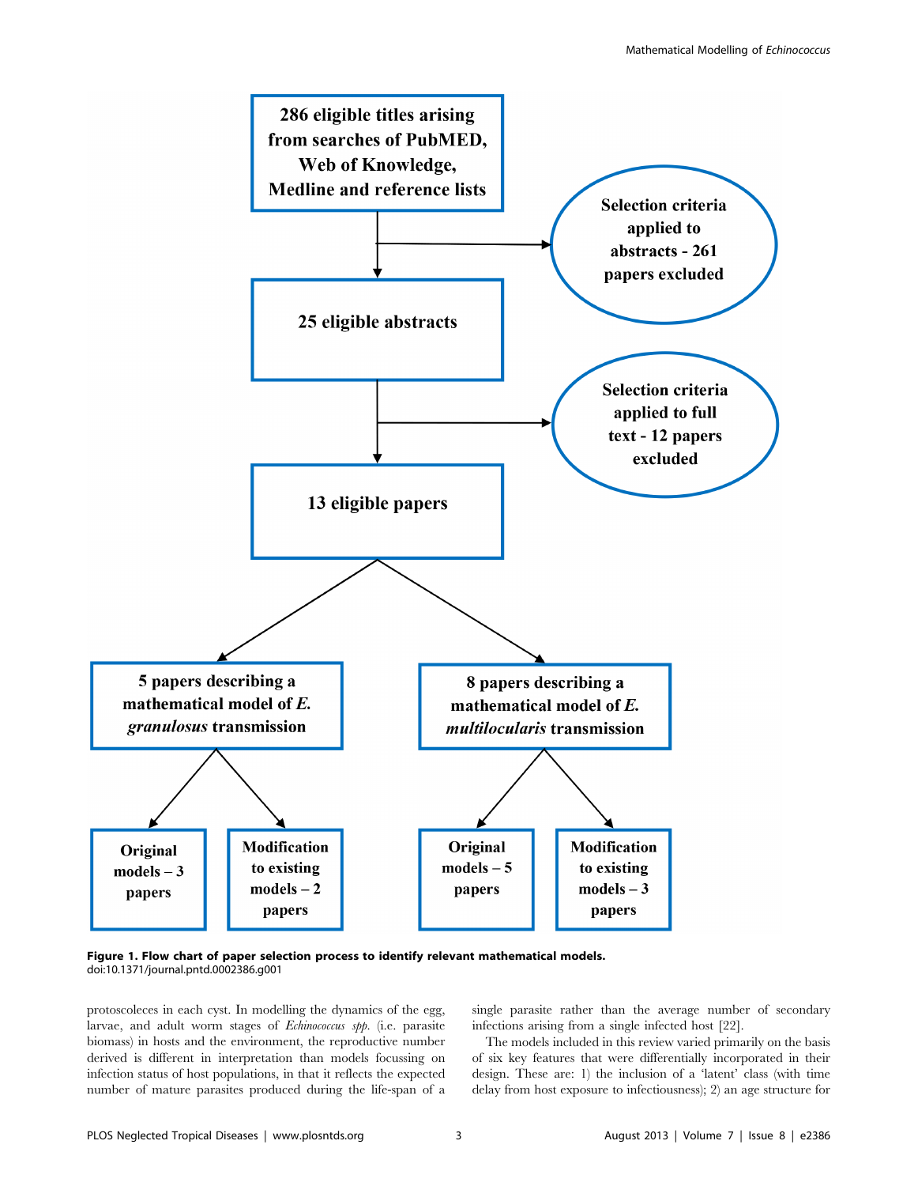286 eligible titles arising from searches of PubMED, Web of Knowledge, Medline and reference lists

Selection criteria applied to abstracts - 261 papers excluded

25 eligible abstracts

Selection criteria applied to full text - 12 papers excluded

13 eligible papers

5 papers describing a mathematical model of *E. granulosus* transmission

8 papers describing a mathematical model of *E. multilocularis* transmission

Original models – 3 papers

Modification to existing models – 2 papers

Original models – 5 papers

Modification to existing models – 3 papers

**Figure 1. Flow chart of paper selection process to identify relevant mathematical models.**
doi:10.1371/journal.pntd.0002386.g001

protoscoleces in each cyst. In modelling the dynamics of the egg, larvae, and adult worm stages of *Echinococcus spp.* (i.e. parasite biomass) in hosts and the environment, the reproductive number derived is different in interpretation than models focussing on infection status of host populations, in that it reflects the expected number of mature parasites produced during the life-span of a single parasite rather than the average number of secondary infections arising from a single infected host [22].

The models included in this review varied primarily on the basis of six key features that were differentially incorporated in their design. These are: 1) the inclusion of a 'latent' class (with time delay from host exposure to infectiousness); 2) an age structure for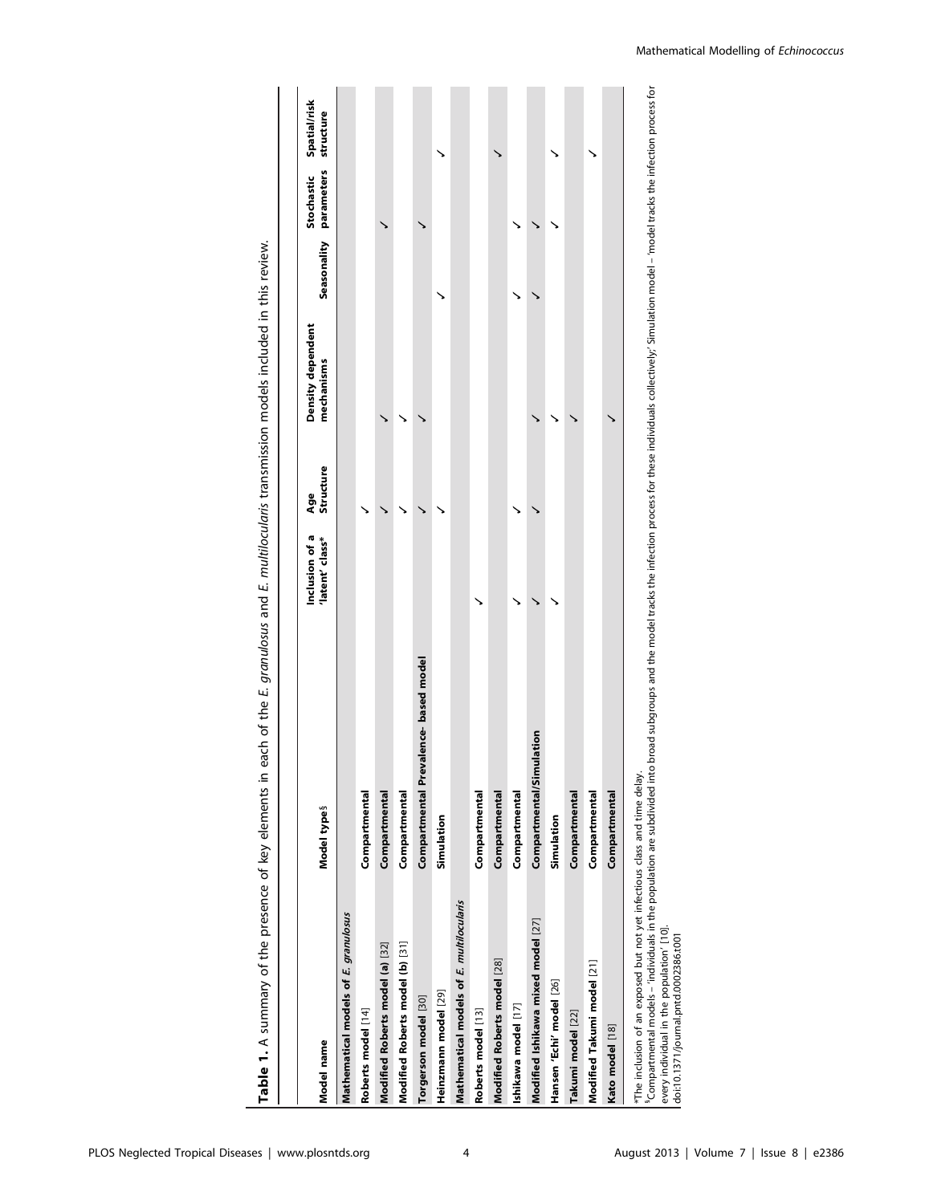**Table 1.** A summary of the presence of key elements in each of the *E. granulosus* and *E. multilocularis* transmission models included in this review.

| Model name | Model type§ | Inclusion of a 'latent' class* | Age Structure | Density dependent mechanisms | Seasonality | Stochastic parameters | Spatial/risk structure |
|---|---|---|---|---|---|---|---|
| **Mathematical models of *E. granulosus*** | | | | | | | |
| Roberts model [14] | Compartmental | | ✓ | | | | |
| Modified Roberts model (a) [32] | Compartmental | | ✓ | ✓ | | ✓ | |
| Modified Roberts model (b) [31] | Compartmental | | ✓ | ✓ | | | |
| Torgerson model [30] | Compartmental Prevalence- based model | | ✓ | ✓ | | ✓ | |
| Heinzmann model [29] | Simulation | | ✓ | | ✓ | | ✓ |
| **Mathematical models of *E. multilocularis*** | | | | | | | |
| Roberts model [13] | Compartmental | ✓ | | | | | |
| Modified Roberts model [28] | Compartmental | | | | | | ✓ |
| Ishikawa model [17] | Compartmental | ✓ | ✓ | | ✓ | ✓ | |
| Modified Ishikawa mixed model [27] | Compartmental/Simulation | ✓ | ✓ | ✓ | ✓ | ✓ | |
| Hansen 'Echi' model [26] | Simulation | ✓ | | ✓ | | ✓ | ✓ |
| Takumi model [22] | Compartmental | | | ✓ | | | |
| Modified Takumi model [21] | Compartmental | | | | | | ✓ |
| Kato model [18] | Compartmental | | | ✓ | | | |

*The inclusion of an exposed but not yet infectious class and time delay.

§Compartmental models – 'individuals in the population are subdivided into broad subgroups and the model tracks the infection process for these individuals collectively;' Simulation model – 'model tracks the infection process for every individual in the population' [10].

doi:10.1371/journal.pntd.0002386.t001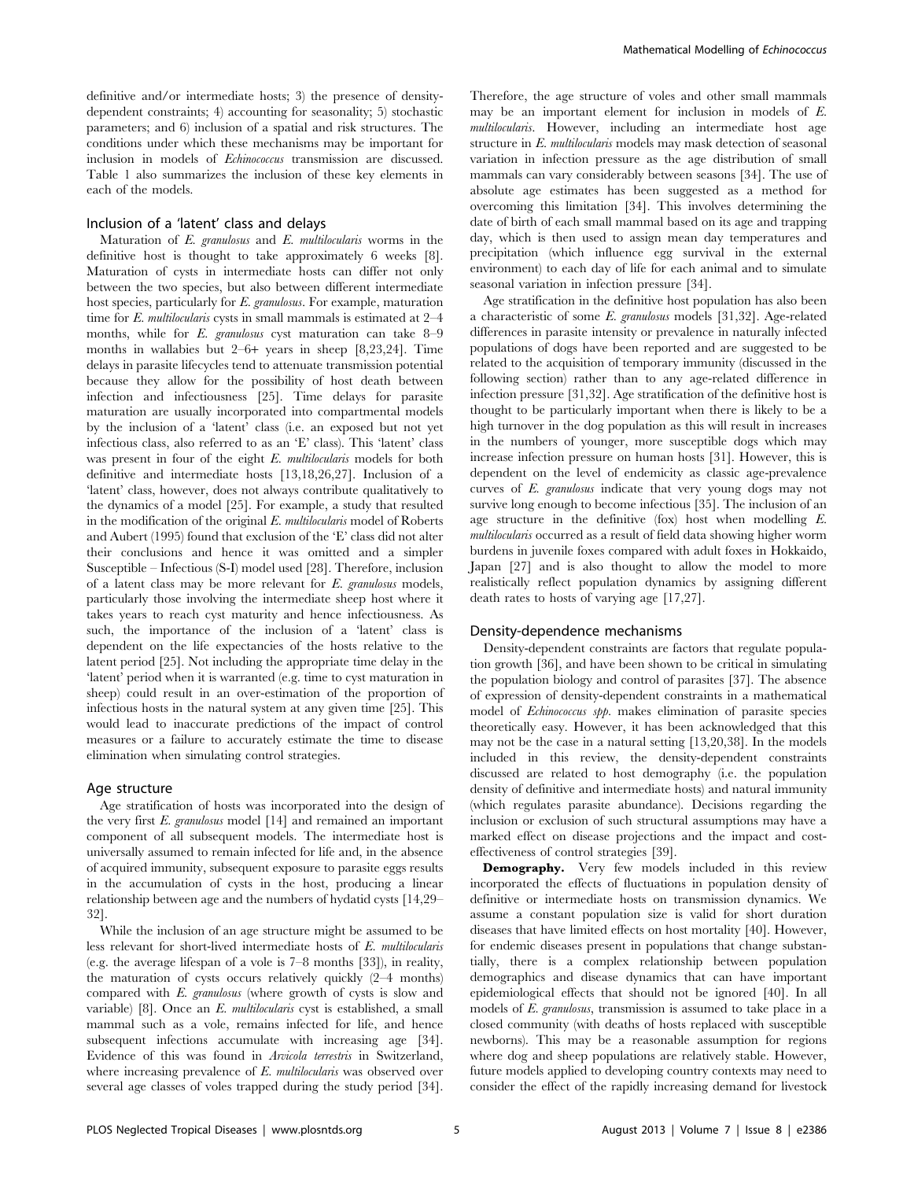definitive and/or intermediate hosts; 3) the presence of density-dependent constraints; 4) accounting for seasonality; 5) stochastic parameters; and 6) inclusion of a spatial and risk structures. The conditions under which these mechanisms may be important for inclusion in models of *Echinococcus* transmission are discussed. Table 1 also summarizes the inclusion of these key elements in each of the models.

## Inclusion of a 'latent' class and delays

Maturation of *E. granulosus* and *E. multilocularis* worms in the definitive host is thought to take approximately 6 weeks [8]. Maturation of cysts in intermediate hosts can differ not only between the two species, but also between different intermediate host species, particularly for *E. granulosus*. For example, maturation time for *E. multilocularis* cysts in small mammals is estimated at 2–4 months, while for *E. granulosus* cyst maturation can take 8–9 months in wallabies but 2–6+ years in sheep [8,23,24]. Time delays in parasite lifecycles tend to attenuate transmission potential because they allow for the possibility of host death between infection and infectiousness [25]. Time delays for parasite maturation are usually incorporated into compartmental models by the inclusion of a 'latent' class (i.e. an exposed but not yet infectious class, also referred to as an 'E' class). This 'latent' class was present in four of the eight *E. multilocularis* models for both definitive and intermediate hosts [13,18,26,27]. Inclusion of a 'latent' class, however, does not always contribute qualitatively to the dynamics of a model [25]. For example, a study that resulted in the modification of the original *E. multilocularis* model of Roberts and Aubert (1995) found that exclusion of the 'E' class did not alter their conclusions and hence it was omitted and a simpler Susceptible – Infectious (S-I) model used [28]. Therefore, inclusion of a latent class may be more relevant for *E. granulosus* models, particularly those involving the intermediate sheep host where it takes years to reach cyst maturity and hence infectiousness. As such, the importance of the inclusion of a 'latent' class is dependent on the life expectancies of the hosts relative to the latent period [25]. Not including the appropriate time delay in the 'latent' period when it is warranted (e.g. time to cyst maturation in sheep) could result in an over-estimation of the proportion of infectious hosts in the natural system at any given time [25]. This would lead to inaccurate predictions of the impact of control measures or a failure to accurately estimate the time to disease elimination when simulating control strategies.

## Age structure

Age stratification of hosts was incorporated into the design of the very first *E. granulosus* model [14] and remained an important component of all subsequent models. The intermediate host is universally assumed to remain infected for life and, in the absence of acquired immunity, subsequent exposure to parasite eggs results in the accumulation of cysts in the host, producing a linear relationship between age and the numbers of hydatid cysts [14,29–32].

While the inclusion of an age structure might be assumed to be less relevant for short-lived intermediate hosts of *E. multilocularis* (e.g. the average lifespan of a vole is 7–8 months [33]), in reality, the maturation of cysts occurs relatively quickly (2–4 months) compared with *E. granulosus* (where growth of cysts is slow and variable) [8]. Once an *E. multilocularis* cyst is established, a small mammal such as a vole, remains infected for life, and hence subsequent infections accumulate with increasing age [34]. Evidence of this was found in *Arvicola terrestris* in Switzerland, where increasing prevalence of *E. multilocularis* was observed over several age classes of voles trapped during the study period [34]. Therefore, the age structure of voles and other small mammals may be an important element for inclusion in models of *E. multilocularis*. However, including an intermediate host age structure in *E. multilocularis* models may mask detection of seasonal variation in infection pressure as the age distribution of small mammals can vary considerably between seasons [34]. The use of absolute age estimates has been suggested as a method for overcoming this limitation [34]. This involves determining the date of birth of each small mammal based on its age and trapping day, which is then used to assign mean day temperatures and precipitation (which influence egg survival in the external environment) to each day of life for each animal and to simulate seasonal variation in infection pressure [34].

Age stratification in the definitive host population has also been a characteristic of some *E. granulosus* models [31,32]. Age-related differences in parasite intensity or prevalence in naturally infected populations of dogs have been reported and are suggested to be related to the acquisition of temporary immunity (discussed in the following section) rather than to any age-related difference in infection pressure [31,32]. Age stratification of the definitive host is thought to be particularly important when there is likely to be a high turnover in the dog population as this will result in increases in the numbers of younger, more susceptible dogs which may increase infection pressure on human hosts [31]. However, this is dependent on the level of endemicity as classic age-prevalence curves of *E. granulosus* indicate that very young dogs may not survive long enough to become infectious [35]. The inclusion of an age structure in the definitive (fox) host when modelling *E. multilocularis* occurred as a result of field data showing higher worm burdens in juvenile foxes compared with adult foxes in Hokkaido, Japan [27] and is also thought to allow the model to more realistically reflect population dynamics by assigning different death rates to hosts of varying age [17,27].

## Density-dependence mechanisms

Density-dependent constraints are factors that regulate population growth [36], and have been shown to be critical in simulating the population biology and control of parasites [37]. The absence of expression of density-dependent constraints in a mathematical model of *Echinococcus spp.* makes elimination of parasite species theoretically easy. However, it has been acknowledged that this may not be the case in a natural setting [13,20,38]. In the models included in this review, the density-dependent constraints discussed are related to host demography (i.e. the population density of definitive and intermediate hosts) and natural immunity (which regulates parasite abundance). Decisions regarding the inclusion or exclusion of such structural assumptions may have a marked effect on disease projections and the impact and cost-effectiveness of control strategies [39].

**Demography.** Very few models included in this review incorporated the effects of fluctuations in population density of definitive or intermediate hosts on transmission dynamics. We assume a constant population size is valid for short duration diseases that have limited effects on host mortality [40]. However, for endemic diseases present in populations that change substantially, there is a complex relationship between population demographics and disease dynamics that can have important epidemiological effects that should not be ignored [40]. In all models of *E. granulosus*, transmission is assumed to take place in a closed community (with deaths of hosts replaced with susceptible newborns). This may be a reasonable assumption for regions where dog and sheep populations are relatively stable. However, future models applied to developing country contexts may need to consider the effect of the rapidly increasing demand for livestock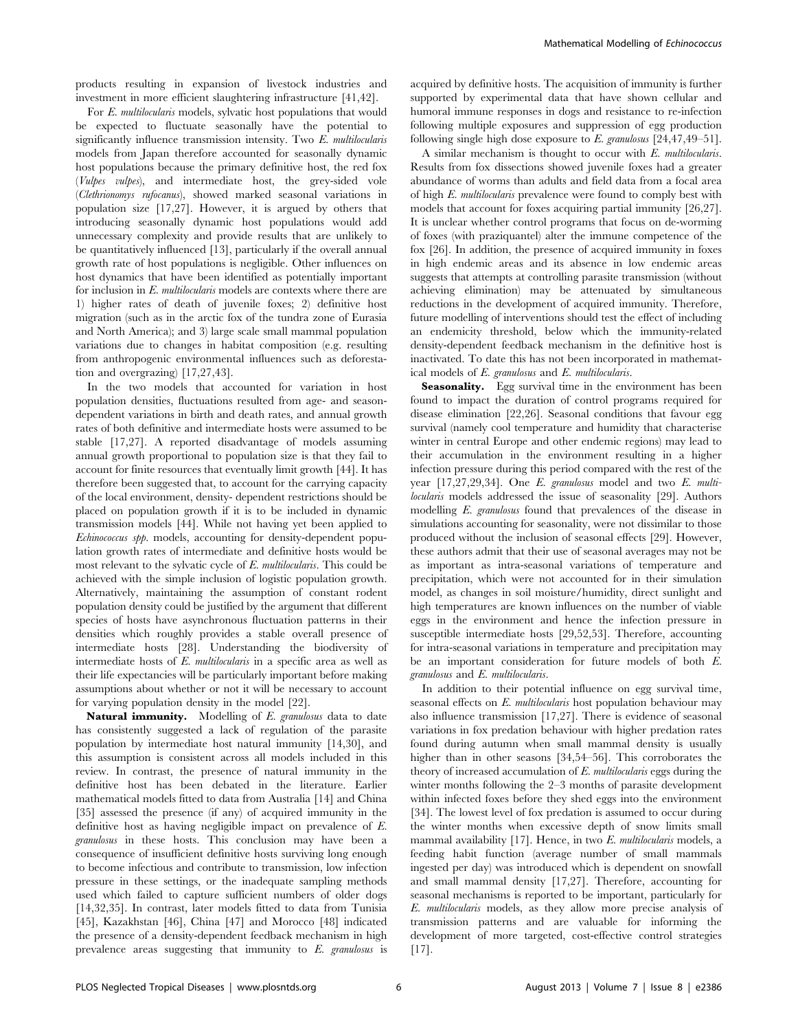products resulting in expansion of livestock industries and investment in more efficient slaughtering infrastructure [41,42].

For *E. multilocularis* models, sylvatic host populations that would be expected to fluctuate seasonally have the potential to significantly influence transmission intensity. Two *E. multilocularis* models from Japan therefore accounted for seasonally dynamic host populations because the primary definitive host, the red fox (*Vulpes vulpes*), and intermediate host, the grey-sided vole (*Clethrionomys rufocanus*), showed marked seasonal variations in population size [17,27]. However, it is argued by others that introducing seasonally dynamic host populations would add unnecessary complexity and provide results that are unlikely to be quantitatively influenced [13], particularly if the overall annual growth rate of host populations is negligible. Other influences on host dynamics that have been identified as potentially important for inclusion in *E. multilocularis* models are contexts where there are 1) higher rates of death of juvenile foxes; 2) definitive host migration (such as in the arctic fox of the tundra zone of Eurasia and North America); and 3) large scale small mammal population variations due to changes in habitat composition (e.g. resulting from anthropogenic environmental influences such as deforestation and overgrazing) [17,27,43].

In the two models that accounted for variation in host population densities, fluctuations resulted from age- and season-dependent variations in birth and death rates, and annual growth rates of both definitive and intermediate hosts were assumed to be stable [17,27]. A reported disadvantage of models assuming annual growth proportional to population size is that they fail to account for finite resources that eventually limit growth [44]. It has therefore been suggested that, to account for the carrying capacity of the local environment, density- dependent restrictions should be placed on population growth if it is to be included in dynamic transmission models [44]. While not having yet been applied to *Echinococcus spp.* models, accounting for density-dependent population growth rates of intermediate and definitive hosts would be most relevant to the sylvatic cycle of *E. multilocularis*. This could be achieved with the simple inclusion of logistic population growth. Alternatively, maintaining the assumption of constant rodent population density could be justified by the argument that different species of hosts have asynchronous fluctuation patterns in their densities which roughly provides a stable overall presence of intermediate hosts [28]. Understanding the biodiversity of intermediate hosts of *E. multilocularis* in a specific area as well as their life expectancies will be particularly important before making assumptions about whether or not it will be necessary to account for varying population density in the model [22].

**Natural immunity.** Modelling of *E. granulosus* data to date has consistently suggested a lack of regulation of the parasite population by intermediate host natural immunity [14,30], and this assumption is consistent across all models included in this review. In contrast, the presence of natural immunity in the definitive host has been debated in the literature. Earlier mathematical models fitted to data from Australia [14] and China [35] assessed the presence (if any) of acquired immunity in the definitive host as having negligible impact on prevalence of *E. granulosus* in these hosts. This conclusion may have been a consequence of insufficient definitive hosts surviving long enough to become infectious and contribute to transmission, low infection pressure in these settings, or the inadequate sampling methods used which failed to capture sufficient numbers of older dogs [14,32,35]. In contrast, later models fitted to data from Tunisia [45], Kazakhstan [46], China [47] and Morocco [48] indicated the presence of a density-dependent feedback mechanism in high prevalence areas suggesting that immunity to *E. granulosus* is acquired by definitive hosts. The acquisition of immunity is further supported by experimental data that have shown cellular and humoral immune responses in dogs and resistance to re-infection following multiple exposures and suppression of egg production following single high dose exposure to *E. granulosus* [24,47,49–51].

A similar mechanism is thought to occur with *E. multilocularis*. Results from fox dissections showed juvenile foxes had a greater abundance of worms than adults and field data from a focal area of high *E. multilocularis* prevalence were found to comply best with models that account for foxes acquiring partial immunity [26,27]. It is unclear whether control programs that focus on de-worming of foxes (with praziquantel) alter the immune competence of the fox [26]. In addition, the presence of acquired immunity in foxes in high endemic areas and its absence in low endemic areas suggests that attempts at controlling parasite transmission (without achieving elimination) may be attenuated by simultaneous reductions in the development of acquired immunity. Therefore, future modelling of interventions should test the effect of including an endemicity threshold, below which the immunity-related density-dependent feedback mechanism in the definitive host is inactivated. To date this has not been incorporated in mathematical models of *E. granulosus* and *E. multilocularis*.

**Seasonality.** Egg survival time in the environment has been found to impact the duration of control programs required for disease elimination [22,26]. Seasonal conditions that favour egg survival (namely cool temperature and humidity that characterise winter in central Europe and other endemic regions) may lead to their accumulation in the environment resulting in a higher infection pressure during this period compared with the rest of the year [17,27,29,34]. One *E. granulosus* model and two *E. multilocularis* models addressed the issue of seasonality [29]. Authors modelling *E. granulosus* found that prevalences of the disease in simulations accounting for seasonality, were not dissimilar to those produced without the inclusion of seasonal effects [29]. However, these authors admit that their use of seasonal averages may not be as important as intra-seasonal variations of temperature and precipitation, which were not accounted for in their simulation model, as changes in soil moisture/humidity, direct sunlight and high temperatures are known influences on the number of viable eggs in the environment and hence the infection pressure in susceptible intermediate hosts [29,52,53]. Therefore, accounting for intra-seasonal variations in temperature and precipitation may be an important consideration for future models of both *E. granulosus* and *E. multilocularis*.

In addition to their potential influence on egg survival time, seasonal effects on *E. multilocularis* host population behaviour may also influence transmission [17,27]. There is evidence of seasonal variations in fox predation behaviour with higher predation rates found during autumn when small mammal density is usually higher than in other seasons [34,54–56]. This corroborates the theory of increased accumulation of *E. multilocularis* eggs during the winter months following the 2–3 months of parasite development within infected foxes before they shed eggs into the environment [34]. The lowest level of fox predation is assumed to occur during the winter months when excessive depth of snow limits small mammal availability [17]. Hence, in two *E. multilocularis* models, a feeding habit function (average number of small mammals ingested per day) was introduced which is dependent on snowfall and small mammal density [17,27]. Therefore, accounting for seasonal mechanisms is reported to be important, particularly for *E. multilocularis* models, as they allow more precise analysis of transmission patterns and are valuable for informing the development of more targeted, cost-effective control strategies [17].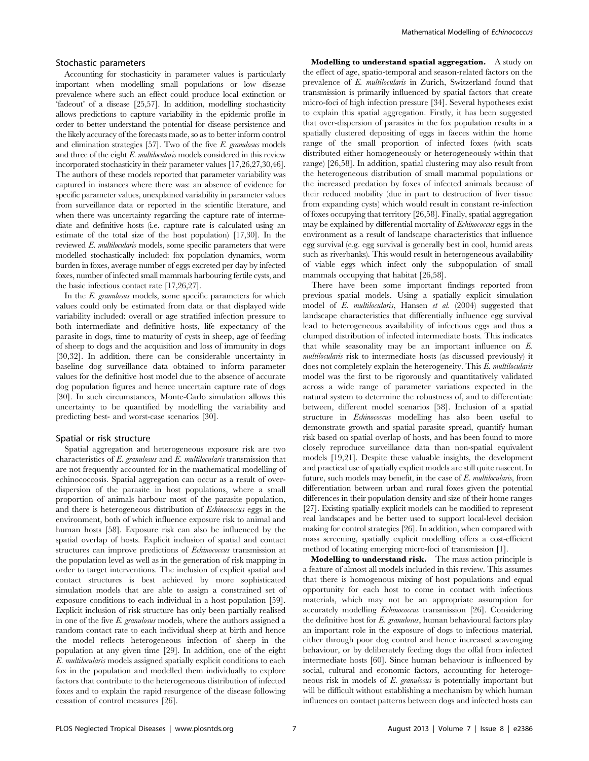## Stochastic parameters

Accounting for stochasticity in parameter values is particularly important when modelling small populations or low disease prevalence where such an effect could produce local extinction or 'fadeout' of a disease [25,57]. In addition, modelling stochasticity allows predictions to capture variability in the epidemic profile in order to better understand the potential for disease persistence and the likely accuracy of the forecasts made, so as to better inform control and elimination strategies [57]. Two of the five *E. granulosus* models and three of the eight *E. multilocularis* models considered in this review incorporated stochasticity in their parameter values [17,26,27,30,46]. The authors of these models reported that parameter variability was captured in instances where there was: an absence of evidence for specific parameter values, unexplained variability in parameter values from surveillance data or reported in the scientific literature, and when there was uncertainty regarding the capture rate of intermediate and definitive hosts (i.e. capture rate is calculated using an estimate of the total size of the host population) [17,30]. In the reviewed *E. multilocularis* models, some specific parameters that were modelled stochastically included: fox population dynamics, worm burden in foxes, average number of eggs excreted per day by infected foxes, number of infected small mammals harbouring fertile cysts, and the basic infectious contact rate [17,26,27].

In the *E. granulosus* models, some specific parameters for which values could only be estimated from data or that displayed wide variability included: overall or age stratified infection pressure to both intermediate and definitive hosts, life expectancy of the parasite in dogs, time to maturity of cysts in sheep, age of feeding of sheep to dogs and the acquisition and loss of immunity in dogs [30,32]. In addition, there can be considerable uncertainty in baseline dog surveillance data obtained to inform parameter values for the definitive host model due to the absence of accurate dog population figures and hence uncertain capture rate of dogs [30]. In such circumstances, Monte-Carlo simulation allows this uncertainty to be quantified by modelling the variability and predicting best- and worst-case scenarios [30].

## Spatial or risk structure

Spatial aggregation and heterogeneous exposure risk are two characteristics of *E. granulosus* and *E. multilocularis* transmission that are not frequently accounted for in the mathematical modelling of echinococcosis. Spatial aggregation can occur as a result of over-dispersion of the parasite in host populations, where a small proportion of animals harbour most of the parasite population, and there is heterogeneous distribution of *Echinococcus* eggs in the environment, both of which influence exposure risk to animal and human hosts [58]. Exposure risk can also be influenced by the spatial overlap of hosts. Explicit inclusion of spatial and contact structures can improve predictions of *Echinococcus* transmission at the population level as well as in the generation of risk mapping in order to target interventions. The inclusion of explicit spatial and contact structures is best achieved by more sophisticated simulation models that are able to assign a constrained set of exposure conditions to each individual in a host population [59]. Explicit inclusion of risk structure has only been partially realised in one of the five *E. granulosus* models, where the authors assigned a random contact rate to each individual sheep at birth and hence the model reflects heterogeneous infection of sheep in the population at any given time [29]. In addition, one of the eight *E. multilocularis* models assigned spatially explicit conditions to each fox in the population and modelled them individually to explore factors that contribute to the heterogeneous distribution of infected foxes and to explain the rapid resurgence of the disease following cessation of control measures [26].

**Modelling to understand spatial aggregation.** A study on the effect of age, spatio-temporal and season-related factors on the prevalence of *E. multilocularis* in Zurich, Switzerland found that transmission is primarily influenced by spatial factors that create micro-foci of high infection pressure [34]. Several hypotheses exist to explain this spatial aggregation. Firstly, it has been suggested that over-dispersion of parasites in the fox population results in a spatially clustered depositing of eggs in faeces within the home range of the small proportion of infected foxes (with scats distributed either homogeneously or heterogeneously within that range) [26,58]. In addition, spatial clustering may also result from the heterogeneous distribution of small mammal populations or the increased predation by foxes of infected animals because of their reduced mobility (due in part to destruction of liver tissue from expanding cysts) which would result in constant re-infection of foxes occupying that territory [26,58]. Finally, spatial aggregation may be explained by differential mortality of *Echinococcus* eggs in the environment as a result of landscape characteristics that influence egg survival (e.g. egg survival is generally best in cool, humid areas such as riverbanks). This would result in heterogeneous availability of viable eggs which infect only the subpopulation of small mammals occupying that habitat [26,58].

There have been some important findings reported from previous spatial models. Using a spatially explicit simulation model of *E. multilocularis*, Hansen *et al.* (2004) suggested that landscape characteristics that differentially influence egg survival lead to heterogeneous availability of infectious eggs and thus a clumped distribution of infected intermediate hosts. This indicates that while seasonality may be an important influence on *E. multilocularis* risk to intermediate hosts (as discussed previously) it does not completely explain the heterogeneity. This *E. multilocularis* model was the first to be rigorously and quantitatively validated across a wide range of parameter variations expected in the natural system to determine the robustness of, and to differentiate between, different model scenarios [58]. Inclusion of a spatial structure in *Echinococcus* modelling has also been useful to demonstrate growth and spatial parasite spread, quantify human risk based on spatial overlap of hosts, and has been found to more closely reproduce surveillance data than non-spatial equivalent models [19,21]. Despite these valuable insights, the development and practical use of spatially explicit models are still quite nascent. In future, such models may benefit, in the case of *E. multilocularis*, from differentiation between urban and rural foxes given the potential differences in their population density and size of their home ranges [27]. Existing spatially explicit models can be modified to represent real landscapes and be better used to support local-level decision making for control strategies [26]. In addition, when compared with mass screening, spatially explicit modelling offers a cost-efficient method of locating emerging micro-foci of transmission [1].

**Modelling to understand risk.** The mass action principle is a feature of almost all models included in this review. This assumes that there is homogenous mixing of host populations and equal opportunity for each host to come in contact with infectious materials, which may not be an appropriate assumption for accurately modelling *Echinococcus* transmission [26]. Considering the definitive host for *E. granulosus*, human behavioural factors play an important role in the exposure of dogs to infectious material, either through poor dog control and hence increased scavenging behaviour, or by deliberately feeding dogs the offal from infected intermediate hosts [60]. Since human behaviour is influenced by social, cultural and economic factors, accounting for heterogeneous risk in models of *E. granulosus* is potentially important but will be difficult without establishing a mechanism by which human influences on contact patterns between dogs and infected hosts can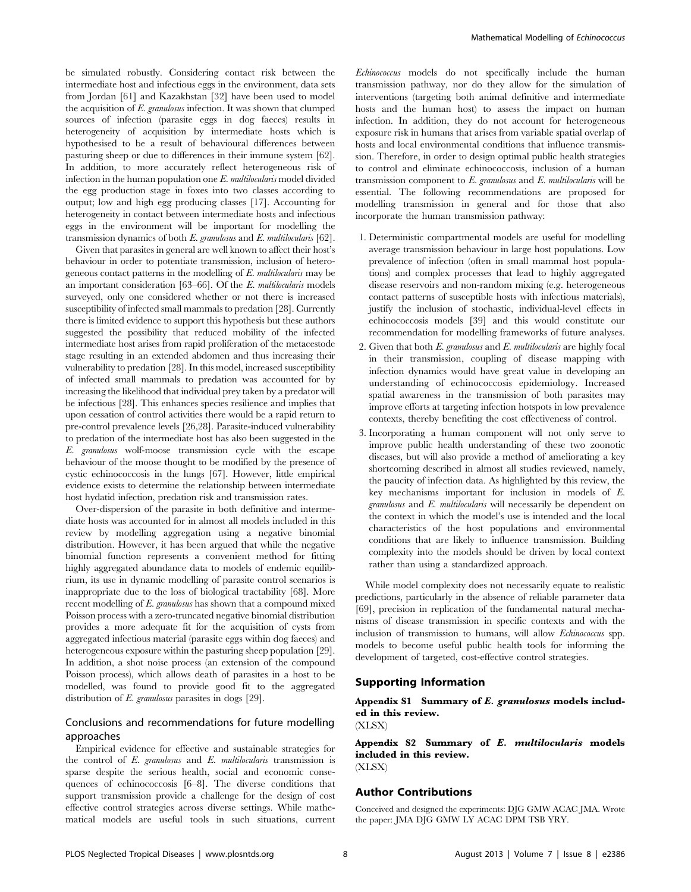be simulated robustly. Considering contact risk between the intermediate host and infectious eggs in the environment, data sets from Jordan [61] and Kazakhstan [32] have been used to model the acquisition of *E. granulosus* infection. It was shown that clumped sources of infection (parasite eggs in dog faeces) results in heterogeneity of acquisition by intermediate hosts which is hypothesised to be a result of behavioural differences between pasturing sheep or due to differences in their immune system [62]. In addition, to more accurately reflect heterogeneous risk of infection in the human population one *E. multilocularis* model divided the egg production stage in foxes into two classes according to output; low and high egg producing classes [17]. Accounting for heterogeneity in contact between intermediate hosts and infectious eggs in the environment will be important for modelling the transmission dynamics of both *E. granulosus* and *E. multilocularis* [62].

Given that parasites in general are well known to affect their host's behaviour in order to potentiate transmission, inclusion of heterogeneous contact patterns in the modelling of *E. multilocularis* may be an important consideration [63–66]. Of the *E. multilocularis* models surveyed, only one considered whether or not there is increased susceptibility of infected small mammals to predation [28]. Currently there is limited evidence to support this hypothesis but these authors suggested the possibility that reduced mobility of the infected intermediate host arises from rapid proliferation of the metacestode stage resulting in an extended abdomen and thus increasing their vulnerability to predation [28]. In this model, increased susceptibility of infected small mammals to predation was accounted for by increasing the likelihood that individual prey taken by a predator will be infectious [28]. This enhances species resilience and implies that upon cessation of control activities there would be a rapid return to pre-control prevalence levels [26,28]. Parasite-induced vulnerability to predation of the intermediate host has also been suggested in the *E. granulosus* wolf-moose transmission cycle with the escape behaviour of the moose thought to be modified by the presence of cystic echinococcosis in the lungs [67]. However, little empirical evidence exists to determine the relationship between intermediate host hydatid infection, predation risk and transmission rates.

Over-dispersion of the parasite in both definitive and intermediate hosts was accounted for in almost all models included in this review by modelling aggregation using a negative binomial distribution. However, it has been argued that while the negative binomial function represents a convenient method for fitting highly aggregated abundance data to models of endemic equilibrium, its use in dynamic modelling of parasite control scenarios is inappropriate due to the loss of biological tractability [68]. More recent modelling of *E. granulosus* has shown that a compound mixed Poisson process with a zero-truncated negative binomial distribution provides a more adequate fit for the acquisition of cysts from aggregated infectious material (parasite eggs within dog faeces) and heterogeneous exposure within the pasturing sheep population [29]. In addition, a shot noise process (an extension of the compound Poisson process), which allows death of parasites in a host to be modelled, was found to provide good fit to the aggregated distribution of *E. granulosus* parasites in dogs [29].

## Conclusions and recommendations for future modelling approaches

Empirical evidence for effective and sustainable strategies for the control of *E. granulosus* and *E. multilocularis* transmission is sparse despite the serious health, social and economic consequences of echinococcosis [6–8]. The diverse conditions that support transmission provide a challenge for the design of cost effective control strategies across diverse settings. While mathematical models are useful tools in such situations, current *Echinococcus* models do not specifically include the human transmission pathway, nor do they allow for the simulation of interventions (targeting both animal definitive and intermediate hosts and the human host) to assess the impact on human infection. In addition, they do not account for heterogeneous exposure risk in humans that arises from variable spatial overlap of hosts and local environmental conditions that influence transmission. Therefore, in order to design optimal public health strategies to control and eliminate echinococcosis, inclusion of a human transmission component to *E. granulosus* and *E. multilocularis* will be essential. The following recommendations are proposed for modelling transmission in general and for those that also incorporate the human transmission pathway:

1. Deterministic compartmental models are useful for modelling average transmission behaviour in large host populations. Low prevalence of infection (often in small mammal host populations) and complex processes that lead to highly aggregated disease reservoirs and non-random mixing (e.g. heterogeneous contact patterns of susceptible hosts with infectious materials), justify the inclusion of stochastic, individual-level effects in echinococcosis models [39] and this would constitute our recommendation for modelling frameworks of future analyses.
2. Given that both *E. granulosus* and *E. multilocularis* are highly focal in their transmission, coupling of disease mapping with infection dynamics would have great value in developing an understanding of echinococcosis epidemiology. Increased spatial awareness in the transmission of both parasites may improve efforts at targeting infection hotspots in low prevalence contexts, thereby benefiting the cost effectiveness of control.
3. Incorporating a human component will not only serve to improve public health understanding of these two zoonotic diseases, but will also provide a method of ameliorating a key shortcoming described in almost all studies reviewed, namely, the paucity of infection data. As highlighted by this review, the key mechanisms important for inclusion in models of *E. granulosus* and *E. multilocularis* will necessarily be dependent on the context in which the model's use is intended and the local characteristics of the host populations and environmental conditions that are likely to influence transmission. Building complexity into the models should be driven by local context rather than using a standardized approach.

While model complexity does not necessarily equate to realistic predictions, particularly in the absence of reliable parameter data [69], precision in replication of the fundamental natural mechanisms of disease transmission in specific contexts and with the inclusion of transmission to humans, will allow *Echinococcus* spp. models to become useful public health tools for informing the development of targeted, cost-effective control strategies.

## Supporting Information

**Appendix S1 Summary of *E. granulosus* models included in this review.**
(XLSX)

**Appendix S2 Summary of *E. multilocularis* models included in this review.**
(XLSX)

## Author Contributions

Conceived and designed the experiments: DJG GMW ACAC JMA. Wrote the paper: JMA DJG GMW LY ACAC DPM TSB YRY.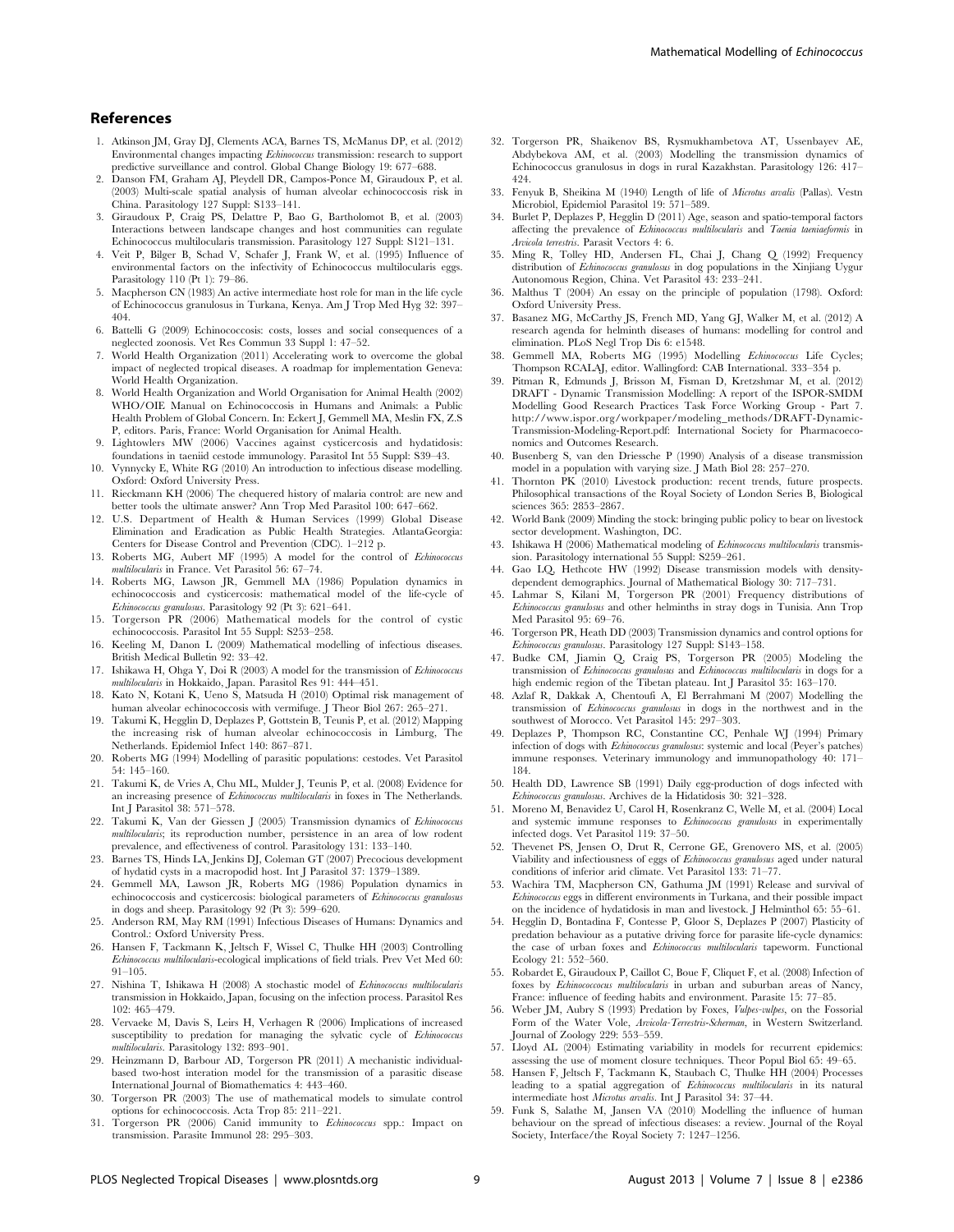## References

1. Atkinson JM, Gray DJ, Clements ACA, Barnes TS, McManus DP, et al. (2012) Environmental changes impacting *Echinococcus* transmission: research to support predictive surveillance and control. Global Change Biology 19: 677–688.
2. Danson FM, Graham AJ, Pleydell DR, Campos-Ponce M, Giraudoux P, et al. (2003) Multi-scale spatial analysis of human alveolar echinococcosis risk in China. Parasitology 127 Suppl: S133–141.
3. Giraudoux P, Craig PS, Delattre P, Bao G, Bartholomot B, et al. (2003) Interactions between landscape changes and host communities can regulate Echinococcus multilocularis transmission. Parasitology 127 Suppl: S121–131.
4. Veit P, Bilger B, Schad V, Schafer J, Frank W, et al. (1995) Influence of environmental factors on the infectivity of Echinococcus multilocularis eggs. Parasitology 110 (Pt 1): 79–86.
5. Macpherson CN (1983) An active intermediate host role for man in the life cycle of Echinococcus granulosus in Turkana, Kenya. Am J Trop Med Hyg 32: 397–404.
6. Battelli G (2009) Echinococcosis: costs, losses and social consequences of a neglected zoonosis. Vet Res Commun 33 Suppl 1: 47–52.
7. World Health Organization (2011) Accelerating work to overcome the global impact of neglected tropical diseases. A roadmap for implementation Geneva: World Health Organization.
8. World Health Organization and World Organisation for Animal Health (2002) WHO/OIE Manual on Echinococcosis in Humans and Animals: a Public Health Problem of Global Concern. In: Eckert J, Gemmell MA, Meslin FX, Z.S P, editors. Paris, France: World Organisation for Animal Health.
9. Lightowlers MW (2006) Vaccines against cysticercosis and hydatidosis: foundations in taeniid cestode immunology. Parasitol Int 55 Suppl: S39–43.
10. Vynnycky E, White RG (2010) An introduction to infectious disease modelling. Oxford: Oxford University Press.
11. Rieckmann KH (2006) The chequered history of malaria control: are new and better tools the ultimate answer? Ann Trop Med Parasitol 100: 647–662.
12. U.S. Department of Health & Human Services (1999) Global Disease Elimination and Eradication as Public Health Strategies. AtlantaGeorgia: Centers for Disease Control and Prevention (CDC). 1–212 p.
13. Roberts MG, Aubert MF (1995) A model for the control of *Echinococcus multilocularis* in France. Vet Parasitol 56: 67–74.
14. Roberts MG, Lawson JR, Gemmell MA (1986) Population dynamics in echinococcosis and cysticercosis: mathematical model of the life-cycle of *Echinococcus granulosus*. Parasitology 92 (Pt 3): 621–641.
15. Torgerson PR (2006) Mathematical models for the control of cystic echinococcosis. Parasitol Int 55 Suppl: S253–258.
16. Keeling M, Danon L (2009) Mathematical modelling of infectious diseases. British Medical Bulletin 92: 33–42.
17. Ishikawa H, Ohga Y, Doi R (2003) A model for the transmission of *Echinococcus multilocularis* in Hokkaido, Japan. Parasitol Res 91: 444–451.
18. Kato N, Kotani K, Ueno S, Matsuda H (2010) Optimal risk management of human alveolar echinococcosis with vermifuge. J Theor Biol 267: 265–271.
19. Takumi K, Hegglin D, Deplazes P, Gottstein B, Teunis P, et al. (2012) Mapping the increasing risk of human alveolar echinococcosis in Limburg, The Netherlands. Epidemiol Infect 140: 867–871.
20. Roberts MG (1994) Modelling of parasitic populations: cestodes. Vet Parasitol 54: 145–160.
21. Takumi K, de Vries A, Chu ML, Mulder J, Teunis P, et al. (2008) Evidence for an increasing presence of *Echinococcus multilocularis* in foxes in The Netherlands. Int J Parasitol 38: 571–578.
22. Takumi K, Van der Giessen J (2005) Transmission dynamics of *Echinococcus multilocularis*; its reproduction number, persistence in an area of low rodent prevalence, and effectiveness of control. Parasitology 131: 133–140.
23. Barnes TS, Hinds LA, Jenkins DJ, Coleman GT (2007) Precocious development of hydatid cysts in a macropodid host. Int J Parasitol 37: 1379–1389.
24. Gemmell MA, Lawson JR, Roberts MG (1986) Population dynamics in echinococcosis and cysticercosis: biological parameters of *Echinococcus granulosus* in dogs and sheep. Parasitology 92 (Pt 3): 599–620.
25. Anderson RM, May RM (1991) Infectious Diseases of Humans: Dynamics and Control.: Oxford University Press.
26. Hansen F, Tackmann K, Jeltsch F, Wissel C, Thulke HH (2003) Controlling *Echinococcus multilocularis*-ecological implications of field trials. Prev Vet Med 60: 91–105.
27. Nishina T, Ishikawa H (2008) A stochastic model of *Echinococcus multilocularis* transmission in Hokkaido, Japan, focusing on the infection process. Parasitol Res 102: 465–479.
28. Vervaeke M, Davis S, Leirs H, Verhagen R (2006) Implications of increased susceptibility to predation for managing the sylvatic cycle of *Echinococcus multilocularis*. Parasitology 132: 893–901.
29. Heinzmann D, Barbour AD, Torgerson PR (2011) A mechanistic individual-based two-host interation model for the transmission of a parasitic disease International Journal of Biomathematics 4: 443–460.
30. Torgerson PR (2003) The use of mathematical models to simulate control options for echinococcosis. Acta Trop 85: 211–221.
31. Torgerson PR (2006) Canid immunity to *Echinococcus* spp.: Impact on transmission. Parasite Immunol 28: 295–303.
32. Torgerson PR, Shaikenov BS, Rysmukhambetova AT, Ussenbayev AE, Abdybekova AM, et al. (2003) Modelling the transmission dynamics of Echinococcus granulosus in dogs in rural Kazakhstan. Parasitology 126: 417–424.
33. Fenyuk B, Sheikina M (1940) Length of life of *Microtus arvalis* (Pallas). Vestn Microbiol, Epidemiol Parasitol 19: 571–589.
34. Burlet P, Deplazes P, Hegglin D (2011) Age, season and spatio-temporal factors affecting the prevalence of *Echinococcus multilocularis* and *Taenia taeniaeformis* in *Arvicola terrestris*. Parasit Vectors 4: 6.
35. Ming R, Tolley HD, Andersen FL, Chai J, Chang Q (1992) Frequency distribution of *Echinococcus granulosus* in dog populations in the Xinjiang Uygur Autonomous Region, China. Vet Parasitol 43: 233–241.
36. Malthus T (2004) An essay on the principle of population (1798). Oxford: Oxford University Press.
37. Basanez MG, McCarthy JS, French MD, Yang GJ, Walker M, et al. (2012) A research agenda for helminth diseases of humans: modelling for control and elimination. PLoS Negl Trop Dis 6: e1548.
38. Gemmell MA, Roberts MG (1995) Modelling *Echinococcus* Life Cycles; Thompson RCALAJ, editor. Wallingford: CAB International. 333–354 p.
39. Pitman R, Edmunds J, Brisson M, Fisman D, Kretzshmar M, et al. (2012) DRAFT - Dynamic Transmission Modelling: A report of the ISPOR-SMDM Modelling Good Research Practices Task Force Working Group - Part 7. http://www.ispor.org/workpaper/modeling_methods/DRAFT-Dynamic-Transmission-Modeling-Report.pdf: International Society for Pharmacoeconomics and Outcomes Research.
40. Busenberg S, van den Driessche P (1990) Analysis of a disease transmission model in a population with varying size. J Math Biol 28: 257–270.
41. Thornton PK (2010) Livestock production: recent trends, future prospects. Philosophical transactions of the Royal Society of London Series B, Biological sciences 365: 2853–2867.
42. World Bank (2009) Minding the stock: bringing public policy to bear on livestock sector development. Washington, DC.
43. Ishikawa H (2006) Mathematical modeling of *Echinococcus multilocularis* transmission. Parasitology international 55 Suppl: S259–261.
44. Gao LQ, Hethcote HW (1992) Disease transmission models with density-dependent demographics. Journal of Mathematical Biology 30: 717–731.
45. Lahmar S, Kilani M, Torgerson PR (2001) Frequency distributions of *Echinococcus granulosus* and other helminths in stray dogs in Tunisia. Ann Trop Med Parasitol 95: 69–76.
46. Torgerson PR, Heath DD (2003) Transmission dynamics and control options for *Echinococcus granulosus*. Parasitology 127 Suppl: S143–158.
47. Budke CM, Jiamin Q, Craig PS, Torgerson PR (2005) Modeling the transmission of *Echinococcus granulosus* and *Echinococcus multilocularis* in dogs for a high endemic region of the Tibetan plateau. Int J Parasitol 35: 163–170.
48. Azlaf R, Dakkak A, Chentoufi A, El Berrahmani M (2007) Modelling the transmission of *Echinococcus granulosus* in dogs in the northwest and in the southwest of Morocco. Vet Parasitol 145: 297–303.
49. Deplazes P, Thompson RC, Constantine CC, Penhale WJ (1994) Primary infection of dogs with *Echinococcus granulosus*: systemic and local (Peyer's patches) immune responses. Veterinary immunology and immunopathology 40: 171–184.
50. Health DD, Lawrence SB (1991) Daily egg-production of dogs infected with *Echinococcus granulosus*. Archives de la Hidatidosis 30: 321–328.
51. Moreno M, Benavidez U, Carol H, Rosenkranz C, Welle M, et al. (2004) Local and systemic immune responses to *Echinococcus granulosus* in experimentally infected dogs. Vet Parasitol 119: 37–50.
52. Thevenet PS, Jensen O, Drut R, Cerrone GE, Grenovero MS, et al. (2005) Viability and infectiousness of eggs of *Echinococcus granulosus* aged under natural conditions of inferior arid climate. Vet Parasitol 133: 71–77.
53. Wachira TM, Macpherson CN, Gathuma JM (1991) Release and survival of *Echinococcus* eggs in different environments in Turkana, and their possible impact on the incidence of hydatidosis in man and livestock. J Helminthol 65: 55–61.
54. Hegglin D, Bontadina F, Contesse P, Gloor S, Deplazes P (2007) Plasticity of predation behaviour as a putative driving force for parasite life-cycle dynamics: the case of urban foxes and *Echinococcus multilocularis* tapeworm. Functional Ecology 21: 552–560.
55. Robardet E, Giraudoux P, Caillot C, Boue F, Cliquet F, et al. (2008) Infection of foxes by *Echinococcus multilocularis* in urban and suburban areas of Nancy, France: influence of feeding habits and environment. Parasite 15: 77–85.
56. Weber JM, Aubry S (1993) Predation by Foxes, *Vulpes-vulpes*, on the Fossorial Form of the Water Vole, *Arvicola-Terrestris-Scherman*, in Western Switzerland. Journal of Zoology 229: 553–559.
57. Lloyd AL (2004) Estimating variability in models for recurrent epidemics: assessing the use of moment closure techniques. Theor Popul Biol 65: 49–65.
58. Hansen F, Jeltsch F, Tackmann K, Staubach C, Thulke HH (2004) Processes leading to a spatial aggregation of *Echinococcus multilocularis* in its natural intermediate host *Microtus arvalis*. Int J Parasitol 34: 37–44.
59. Funk S, Salathe M, Jansen VA (2010) Modelling the influence of human behaviour on the spread of infectious diseases: a review. Journal of the Royal Society, Interface/the Royal Society 7: 1247–1256.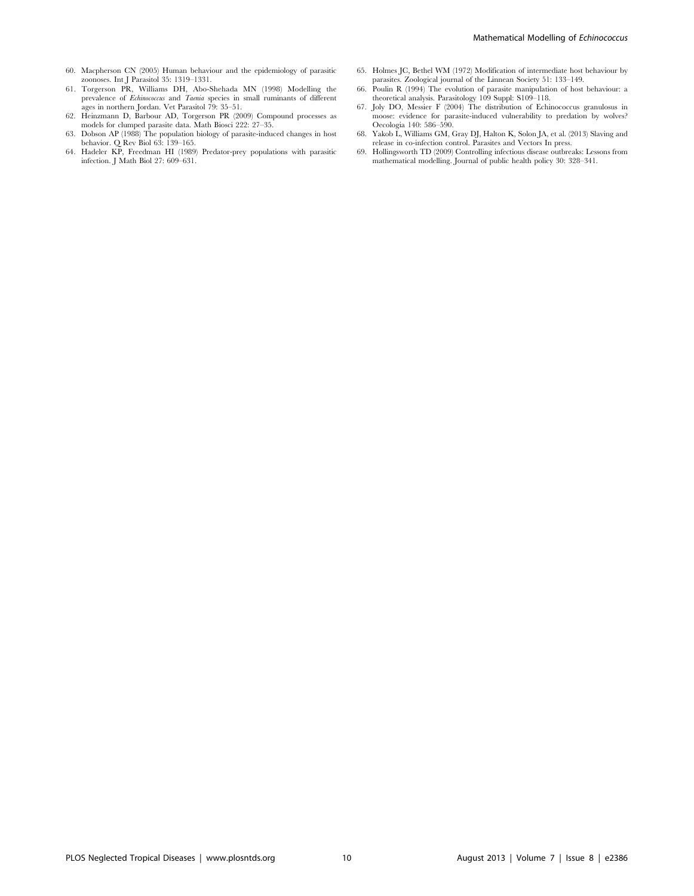60. Macpherson CN (2005) Human behaviour and the epidemiology of parasitic zoonoses. Int J Parasitol 35: 1319–1331.
61. Torgerson PR, Williams DH, Abo-Shehada MN (1998) Modelling the prevalence of *Echinococcus* and *Taenia* species in small ruminants of different ages in northern Jordan. Vet Parasitol 79: 35–51.
62. Heinzmann D, Barbour AD, Torgerson PR (2009) Compound processes as models for clumped parasite data. Math Biosci 222: 27–35.
63. Dobson AP (1988) The population biology of parasite-induced changes in host behavior. Q Rev Biol 63: 139–165.
64. Hadeler KP, Freedman HI (1989) Predator-prey populations with parasitic infection. J Math Biol 27: 609–631.
65. Holmes JC, Bethel WM (1972) Modification of intermediate host behaviour by parasites. Zoological journal of the Linnean Society 51: 133–149.
66. Poulin R (1994) The evolution of parasite manipulation of host behaviour: a theoretical analysis. Parasitology 109 Suppl: S109–118.
67. Joly DO, Messier F (2004) The distribution of Echinococcus granulosus in moose: evidence for parasite-induced vulnerability to predation by wolves? Oecologia 140: 586–590.
68. Yakob L, Williams GM, Gray DJ, Halton K, Solon JA, et al. (2013) Slaving and release in co-infection control. Parasites and Vectors In press.
69. Hollingsworth TD (2009) Controlling infectious disease outbreaks: Lessons from mathematical modelling. Journal of public health policy 30: 328–341.